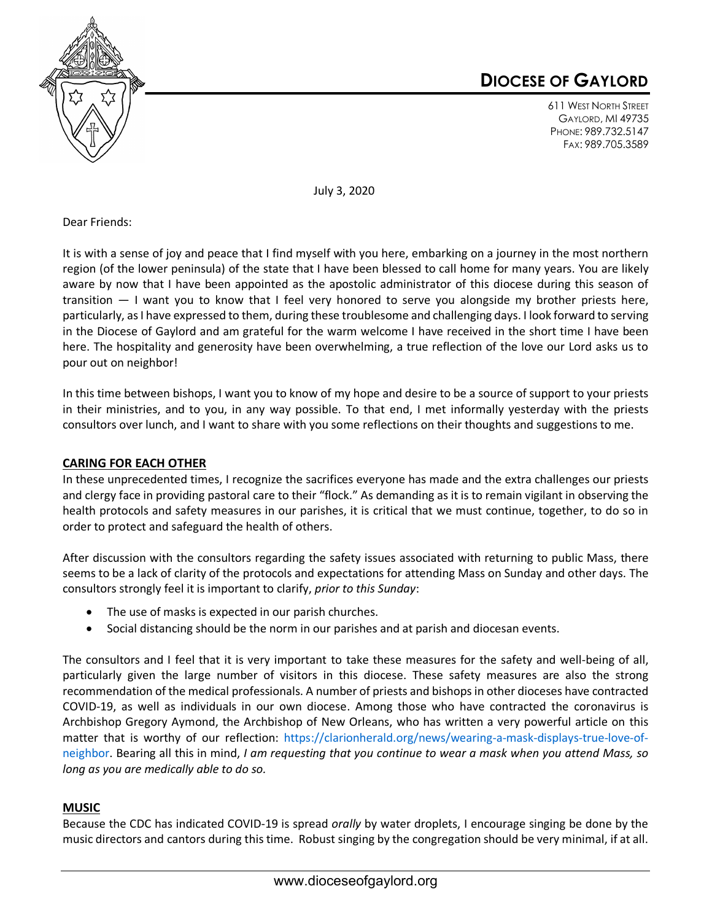# DIOCESE OF GAYLORD

611 West North Street
Gaylord, MI 49735
Phone: 989.732.5147
Fax: 989.705.3589

July 3, 2020

Dear Friends:

It is with a sense of joy and peace that I find myself with you here, embarking on a journey in the most northern region (of the lower peninsula) of the state that I have been blessed to call home for many years. You are likely aware by now that I have been appointed as the apostolic administrator of this diocese during this season of transition — I want you to know that I feel very honored to serve you alongside my brother priests here, particularly, as I have expressed to them, during these troublesome and challenging days. I look forward to serving in the Diocese of Gaylord and am grateful for the warm welcome I have received in the short time I have been here. The hospitality and generosity have been overwhelming, a true reflection of the love our Lord asks us to pour out on neighbor!

In this time between bishops, I want you to know of my hope and desire to be a source of support to your priests in their ministries, and to you, in any way possible. To that end, I met informally yesterday with the priests consultors over lunch, and I want to share with you some reflections on their thoughts and suggestions to me.

## CARING FOR EACH OTHER

In these unprecedented times, I recognize the sacrifices everyone has made and the extra challenges our priests and clergy face in providing pastoral care to their "flock." As demanding as it is to remain vigilant in observing the health protocols and safety measures in our parishes, it is critical that we must continue, together, to do so in order to protect and safeguard the health of others.

After discussion with the consultors regarding the safety issues associated with returning to public Mass, there seems to be a lack of clarity of the protocols and expectations for attending Mass on Sunday and other days. The consultors strongly feel it is important to clarify, *prior to this Sunday*:

- The use of masks is expected in our parish churches.
- Social distancing should be the norm in our parishes and at parish and diocesan events.

The consultors and I feel that it is very important to take these measures for the safety and well-being of all, particularly given the large number of visitors in this diocese. These safety measures are also the strong recommendation of the medical professionals. A number of priests and bishops in other dioceses have contracted COVID-19, as well as individuals in our own diocese. Among those who have contracted the coronavirus is Archbishop Gregory Aymond, the Archbishop of New Orleans, who has written a very powerful article on this matter that is worthy of our reflection: https://clarionherald.org/news/wearing-a-mask-displays-true-love-of-neighbor. Bearing all this in mind, *I am requesting that you continue to wear a mask when you attend Mass, so long as you are medically able to do so.*

## MUSIC

Because the CDC has indicated COVID-19 is spread *orally* by water droplets, I encourage singing be done by the music directors and cantors during this time. Robust singing by the congregation should be very minimal, if at all.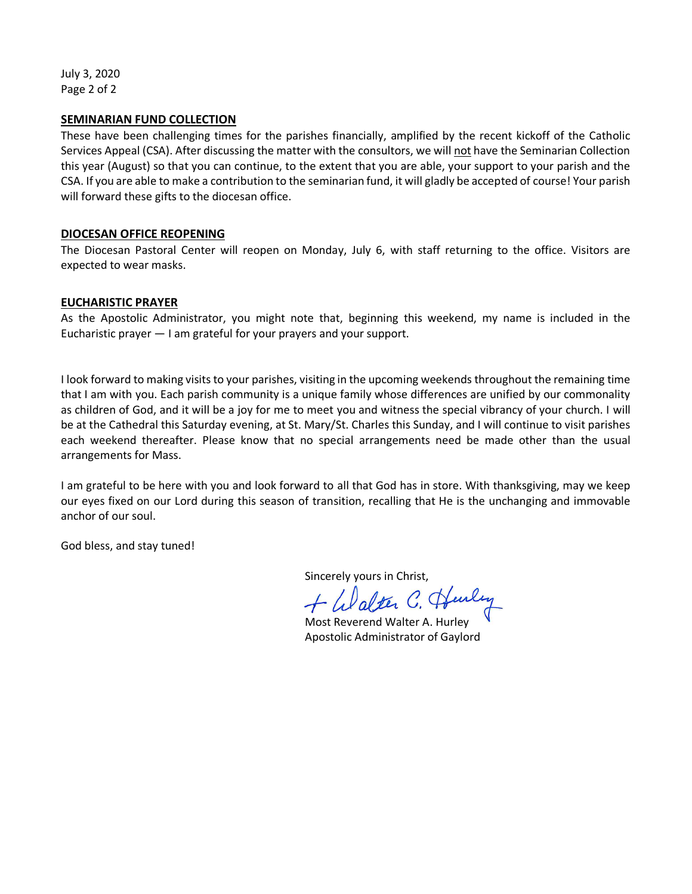July 3, 2020

**SEMINARIAN FUND COLLECTION**

These have been challenging times for the parishes financially, amplified by the recent kickoff of the Catholic Services Appeal (CSA). After discussing the matter with the consultors, we will not have the Seminarian Collection this year (August) so that you can continue, to the extent that you are able, your support to your parish and the CSA. If you are able to make a contribution to the seminarian fund, it will gladly be accepted of course! Your parish will forward these gifts to the diocesan office.

**DIOCESAN OFFICE REOPENING**

The Diocesan Pastoral Center will reopen on Monday, July 6, with staff returning to the office. Visitors are expected to wear masks.

**EUCHARISTIC PRAYER**

As the Apostolic Administrator, you might note that, beginning this weekend, my name is included in the Eucharistic prayer — I am grateful for your prayers and your support.

I look forward to making visits to your parishes, visiting in the upcoming weekends throughout the remaining time that I am with you. Each parish community is a unique family whose differences are unified by our commonality as children of God, and it will be a joy for me to meet you and witness the special vibrancy of your church. I will be at the Cathedral this Saturday evening, at St. Mary/St. Charles this Sunday, and I will continue to visit parishes each weekend thereafter. Please know that no special arrangements need be made other than the usual arrangements for Mass.

I am grateful to be here with you and look forward to all that God has in store. With thanksgiving, may we keep our eyes fixed on our Lord during this season of transition, recalling that He is the unchanging and immovable anchor of our soul.

God bless, and stay tuned!

Sincerely yours in Christ,

+ Walter A. Hurley

Most Reverend Walter A. Hurley
Apostolic Administrator of Gaylord